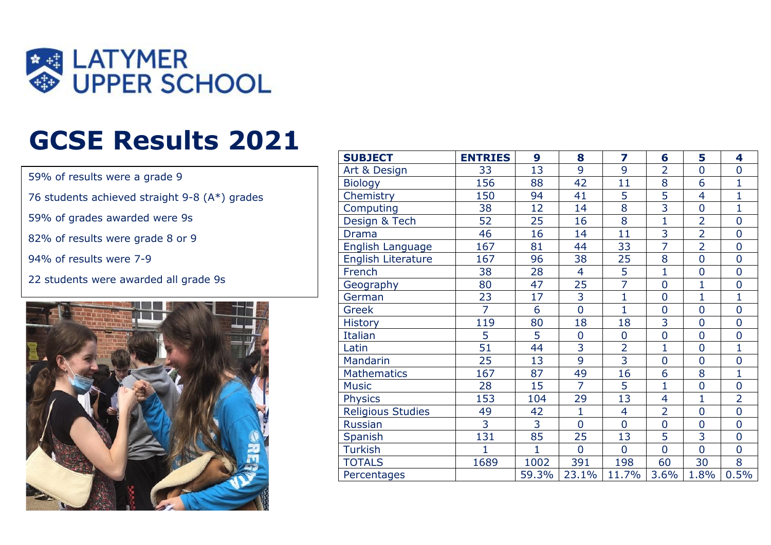LATYMER UPPER SCHOOL

# GCSE Results 2021

59% of results were a grade 9

76 students achieved straight 9-8 (A*) grades

59% of grades awarded were 9s

82% of results were grade 8 or 9

94% of results were 7-9

22 students were awarded all grade 9s

| SUBJECT | ENTRIES | 9 | 8 | 7 | 6 | 5 | 4 |
|---|---|---|---|---|---|---|---|
| Art & Design | 33 | 13 | 9 | 9 | 2 | 0 | 0 |
| Biology | 156 | 88 | 42 | 11 | 8 | 6 | 1 |
| Chemistry | 150 | 94 | 41 | 5 | 5 | 4 | 1 |
| Computing | 38 | 12 | 14 | 8 | 3 | 0 | 1 |
| Design & Tech | 52 | 25 | 16 | 8 | 1 | 2 | 0 |
| Drama | 46 | 16 | 14 | 11 | 3 | 2 | 0 |
| English Language | 167 | 81 | 44 | 33 | 7 | 2 | 0 |
| English Literature | 167 | 96 | 38 | 25 | 8 | 0 | 0 |
| French | 38 | 28 | 4 | 5 | 1 | 0 | 0 |
| Geography | 80 | 47 | 25 | 7 | 0 | 1 | 0 |
| German | 23 | 17 | 3 | 1 | 0 | 1 | 1 |
| Greek | 7 | 6 | 0 | 1 | 0 | 0 | 0 |
| History | 119 | 80 | 18 | 18 | 3 | 0 | 0 |
| Italian | 5 | 5 | 0 | 0 | 0 | 0 | 0 |
| Latin | 51 | 44 | 3 | 2 | 1 | 0 | 1 |
| Mandarin | 25 | 13 | 9 | 3 | 0 | 0 | 0 |
| Mathematics | 167 | 87 | 49 | 16 | 6 | 8 | 1 |
| Music | 28 | 15 | 7 | 5 | 1 | 0 | 0 |
| Physics | 153 | 104 | 29 | 13 | 4 | 1 | 2 |
| Religious Studies | 49 | 42 | 1 | 4 | 2 | 0 | 0 |
| Russian | 3 | 3 | 0 | 0 | 0 | 0 | 0 |
| Spanish | 131 | 85 | 25 | 13 | 5 | 3 | 0 |
| Turkish | 1 | 1 | 0 | 0 | 0 | 0 | 0 |
| TOTALS | 1689 | 1002 | 391 | 198 | 60 | 30 | 8 |
| Percentages | | 59.3% | 23.1% | 11.7% | 3.6% | 1.8% | 0.5% |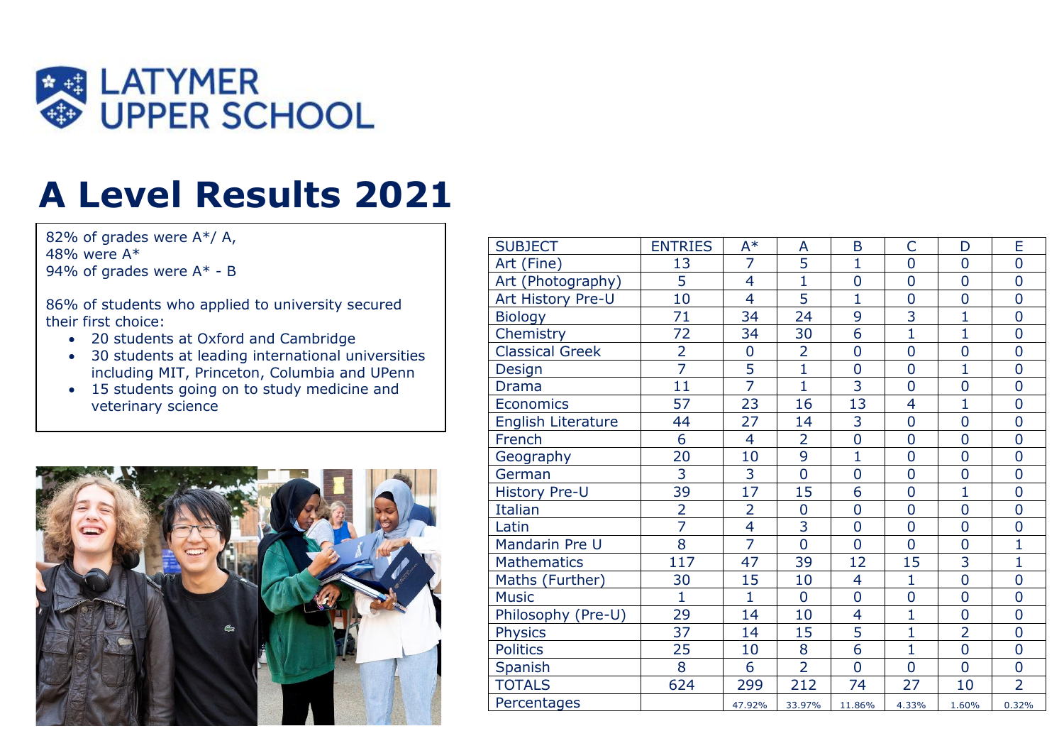# LATYMER UPPER SCHOOL

# A Level Results 2021

82% of grades were A*/ A,
48% were A*
94% of grades were A* - B

86% of students who applied to university secured their first choice:

- 20 students at Oxford and Cambridge
- 30 students at leading international universities including MIT, Princeton, Columbia and UPenn
- 15 students going on to study medicine and veterinary science

| SUBJECT | ENTRIES | A* | A | B | C | D | E |
|---|---|---|---|---|---|---|---|
| Art (Fine) | 13 | 7 | 5 | 1 | 0 | 0 | 0 |
| Art (Photography) | 5 | 4 | 1 | 0 | 0 | 0 | 0 |
| Art History Pre-U | 10 | 4 | 5 | 1 | 0 | 0 | 0 |
| Biology | 71 | 34 | 24 | 9 | 3 | 1 | 0 |
| Chemistry | 72 | 34 | 30 | 6 | 1 | 1 | 0 |
| Classical Greek | 2 | 0 | 2 | 0 | 0 | 0 | 0 |
| Design | 7 | 5 | 1 | 0 | 0 | 1 | 0 |
| Drama | 11 | 7 | 1 | 3 | 0 | 0 | 0 |
| Economics | 57 | 23 | 16 | 13 | 4 | 1 | 0 |
| English Literature | 44 | 27 | 14 | 3 | 0 | 0 | 0 |
| French | 6 | 4 | 2 | 0 | 0 | 0 | 0 |
| Geography | 20 | 10 | 9 | 1 | 0 | 0 | 0 |
| German | 3 | 3 | 0 | 0 | 0 | 0 | 0 |
| History Pre-U | 39 | 17 | 15 | 6 | 0 | 1 | 0 |
| Italian | 2 | 2 | 0 | 0 | 0 | 0 | 0 |
| Latin | 7 | 4 | 3 | 0 | 0 | 0 | 0 |
| Mandarin Pre U | 8 | 7 | 0 | 0 | 0 | 0 | 1 |
| Mathematics | 117 | 47 | 39 | 12 | 15 | 3 | 1 |
| Maths (Further) | 30 | 15 | 10 | 4 | 1 | 0 | 0 |
| Music | 1 | 1 | 0 | 0 | 0 | 0 | 0 |
| Philosophy (Pre-U) | 29 | 14 | 10 | 4 | 1 | 0 | 0 |
| Physics | 37 | 14 | 15 | 5 | 1 | 2 | 0 |
| Politics | 25 | 10 | 8 | 6 | 1 | 0 | 0 |
| Spanish | 8 | 6 | 2 | 0 | 0 | 0 | 0 |
| TOTALS | 624 | 299 | 212 | 74 | 27 | 10 | 2 |
| Percentages | | 47.92% | 33.97% | 11.86% | 4.33% | 1.60% | 0.32% |